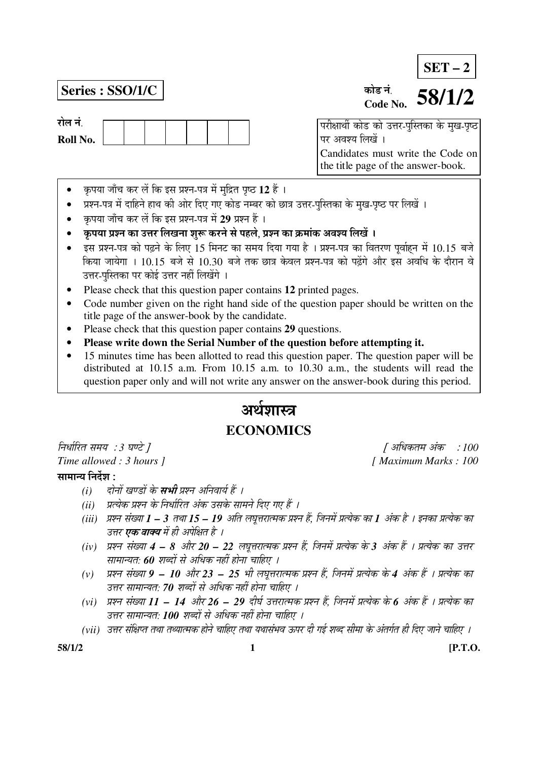**SET – 2**

**Series : SSO/1/C**

कोड नं.
Code No. **58/1/2**

रोल नं.
Roll No.

| | | | | | | | |
|---|---|---|---|---|---|---|---|
| | | | | | | | |

परीक्षार्थी कोड को उत्तर-पुस्तिका के मुख-पृष्ठ पर अवश्य लिखें ।
Candidates must write the Code on the title page of the answer-book.

- कृपया जाँच कर लें कि इस प्रश्न-पत्र में मुद्रित पृष्ठ **12** हैं ।
- प्रश्न-पत्र में दाहिने हाथ की ओर दिए गए कोड नम्बर को छात्र उत्तर-पुस्तिका के मुख-पृष्ठ पर लिखें ।
- कृपया जाँच कर लें कि इस प्रश्न-पत्र में **29** प्रश्न हैं ।
- **कृपया प्रश्न का उत्तर लिखना शुरू करने से पहले, प्रश्न का क्रमांक अवश्य लिखें ।**
- इस प्रश्न-पत्र को पढ़ने के लिए 15 मिनट का समय दिया गया है । प्रश्न-पत्र का वितरण पूर्वाह्न में 10.15 बजे किया जायेगा । 10.15 बजे से 10.30 बजे तक छात्र केवल प्रश्न-पत्र को पढ़ेंगे और इस अवधि के दौरान वे उत्तर-पुस्तिका पर कोई उत्तर नहीं लिखेंगे ।
- Please check that this question paper contains **12** printed pages.
- Code number given on the right hand side of the question paper should be written on the title page of the answer-book by the candidate.
- Please check that this question paper contains **29** questions.
- **Please write down the Serial Number of the question before attempting it.**
- 15 minutes time has been allotted to read this question paper. The question paper will be distributed at 10.15 a.m. From 10.15 a.m. to 10.30 a.m., the students will read the question paper only and will not write any answer on the answer-book during this period.

# अर्थशास्त्र
# ECONOMICS

*निर्धारित समय : 3 घण्टे ]* *[ अधिकतम अंक : 100*

*Time allowed : 3 hours ]* *[ Maximum Marks : 100*

**सामान्य निर्देश :**

*(i)* *दोनों खण्डों के **सभी** प्रश्न अनिवार्य हैं ।*

*(ii)* *प्रत्येक प्रश्न के निर्धारित अंक उसके सामने दिए गए हैं ।*

*(iii)* *प्रश्न संख्या **1 – 3** तथा **15 – 19** अति लघूत्तरात्मक प्रश्न हैं, जिनमें प्रत्येक का **1** अंक है । इनका प्रत्येक का उत्तर **एक वाक्य** में ही अपेक्षित है ।*

*(iv)* *प्रश्न संख्या **4 – 8** और **20 – 22** लघूत्तरात्मक प्रश्न हैं, जिनमें प्रत्येक के **3** अंक हैं । प्रत्येक का उत्तर सामान्यत: **60** शब्दों से अधिक नहीं होना चाहिए ।*

*(v)* *प्रश्न संख्या **9 – 10** और **23 – 25** भी लघूत्तरात्मक प्रश्न हैं, जिनमें प्रत्येक के **4** अंक हैं । प्रत्येक का उत्तर सामान्यत: **70** शब्दों से अधिक नहीं होना चाहिए ।*

*(vi)* *प्रश्न संख्या **11 – 14** और **26 – 29** दीर्घ उत्तरात्मक प्रश्न हैं, जिनमें प्रत्येक के **6** अंक हैं । प्रत्येक का उत्तर सामान्यत: **100** शब्दों से अधिक नहीं होना चाहिए ।*

*(vii)* *उत्तर संक्षिप्त तथा तथ्यात्मक होने चाहिए तथा यथासंभव ऊपर दी गई शब्द सीमा के अंतर्गत ही दिए जाने चाहिए ।*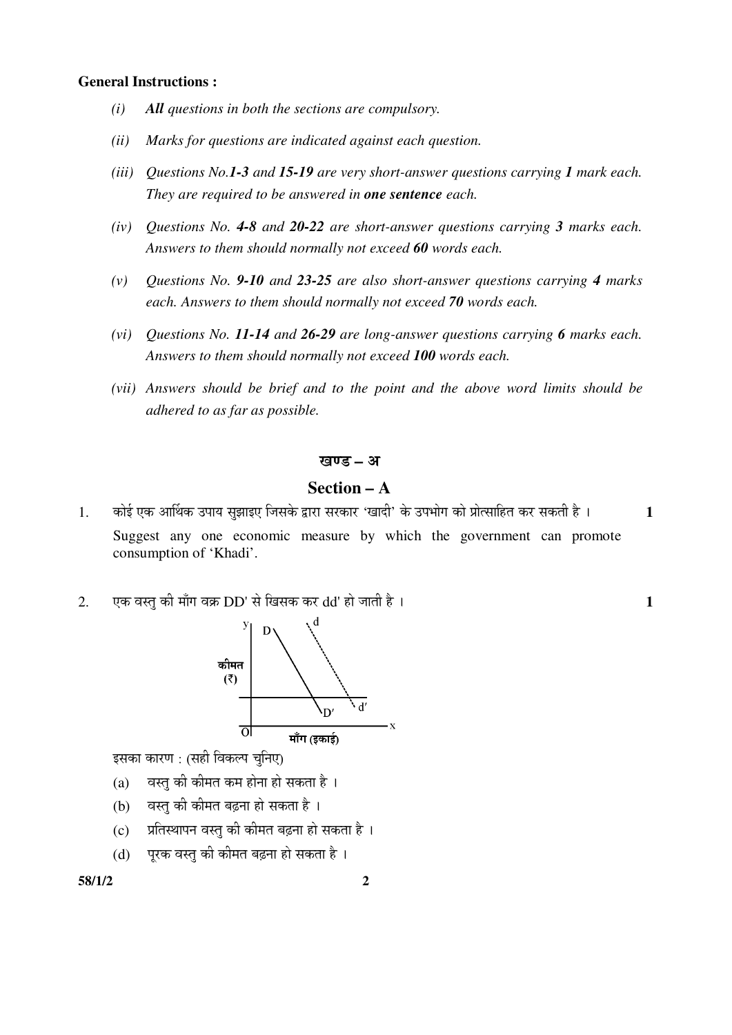**General Instructions :**

*(i)* ***All** questions in both the sections are compulsory.*

*(ii)* *Marks for questions are indicated against each question.*

*(iii)* *Questions No.**1-3** and **15-19** are very short-answer questions carrying **1** mark each. They are required to be answered in **one sentence** each.*

*(iv)* *Questions No. **4-8** and **20-22** are short-answer questions carrying **3** marks each. Answers to them should normally not exceed **60** words each.*

*(v)* *Questions No. **9-10** and **23-25** are also short-answer questions carrying **4** marks each. Answers to them should normally not exceed **70** words each.*

*(vi)* *Questions No. **11-14** and **26-29** are long-answer questions carrying **6** marks each. Answers to them should normally not exceed **100** words each.*

*(vii)* *Answers should be brief and to the point and the above word limits should be adhered to as far as possible.*

## खण्ड – अ

## Section – A

1. कोई एक आर्थिक उपाय सुझाइए जिसके द्वारा सरकार 'खादी' के उपभोग को प्रोत्साहित कर सकती है । **1**

   Suggest any one economic measure by which the government can promote consumption of 'Khadi'.

2. एक वस्तु की माँग वक्र DD' से खिसक कर dd' हो जाती है । **1**

   y, D, d, कीमत (₹), D', d', O, माँग (इकाई), x

   इसका कारण : (सही विकल्प चुनिए)

   (a) वस्तु की कीमत कम होना हो सकता है ।

   (b) वस्तु की कीमत बढ़ना हो सकता है ।

   (c) प्रतिस्थापन वस्तु की कीमत बढ़ना हो सकता है ।

   (d) पूरक वस्तु की कीमत बढ़ना हो सकता है ।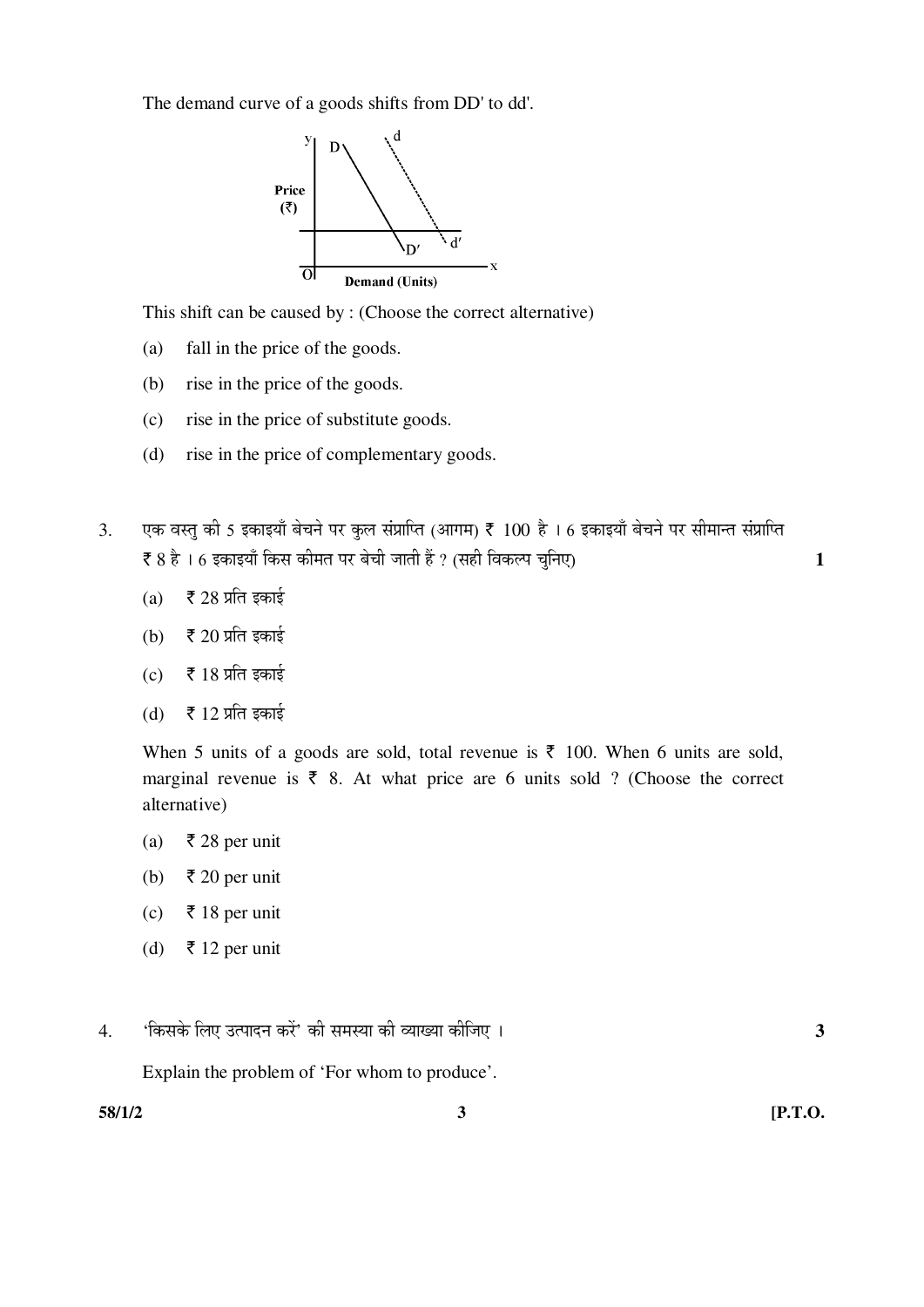The demand curve of a goods shifts from DD' to dd'.

This shift can be caused by : (Choose the correct alternative)

(a) fall in the price of the goods.

(b) rise in the price of the goods.

(c) rise in the price of substitute goods.

(d) rise in the price of complementary goods.

3. एक वस्तु की 5 इकाइयाँ बेचने पर कुल संप्राप्ति (आगम) ₹ 100 है । 6 इकाइयाँ बेचने पर सीमान्त संप्राप्ति ₹ 8 है । 6 इकाइयाँ किस कीमत पर बेची जाती हैं ? (सही विकल्प चुनिए) **1**

(a) ₹ 28 प्रति इकाई

(b) ₹ 20 प्रति इकाई

(c) ₹ 18 प्रति इकाई

(d) ₹ 12 प्रति इकाई

When 5 units of a goods are sold, total revenue is ₹ 100. When 6 units are sold, marginal revenue is ₹ 8. At what price are 6 units sold ? (Choose the correct alternative)

(a) ₹ 28 per unit

(b) ₹ 20 per unit

(c) ₹ 18 per unit

(d) ₹ 12 per unit

4. 'किसके लिए उत्पादन करें' की समस्या की व्याख्या कीजिए । **3**

Explain the problem of 'For whom to produce'.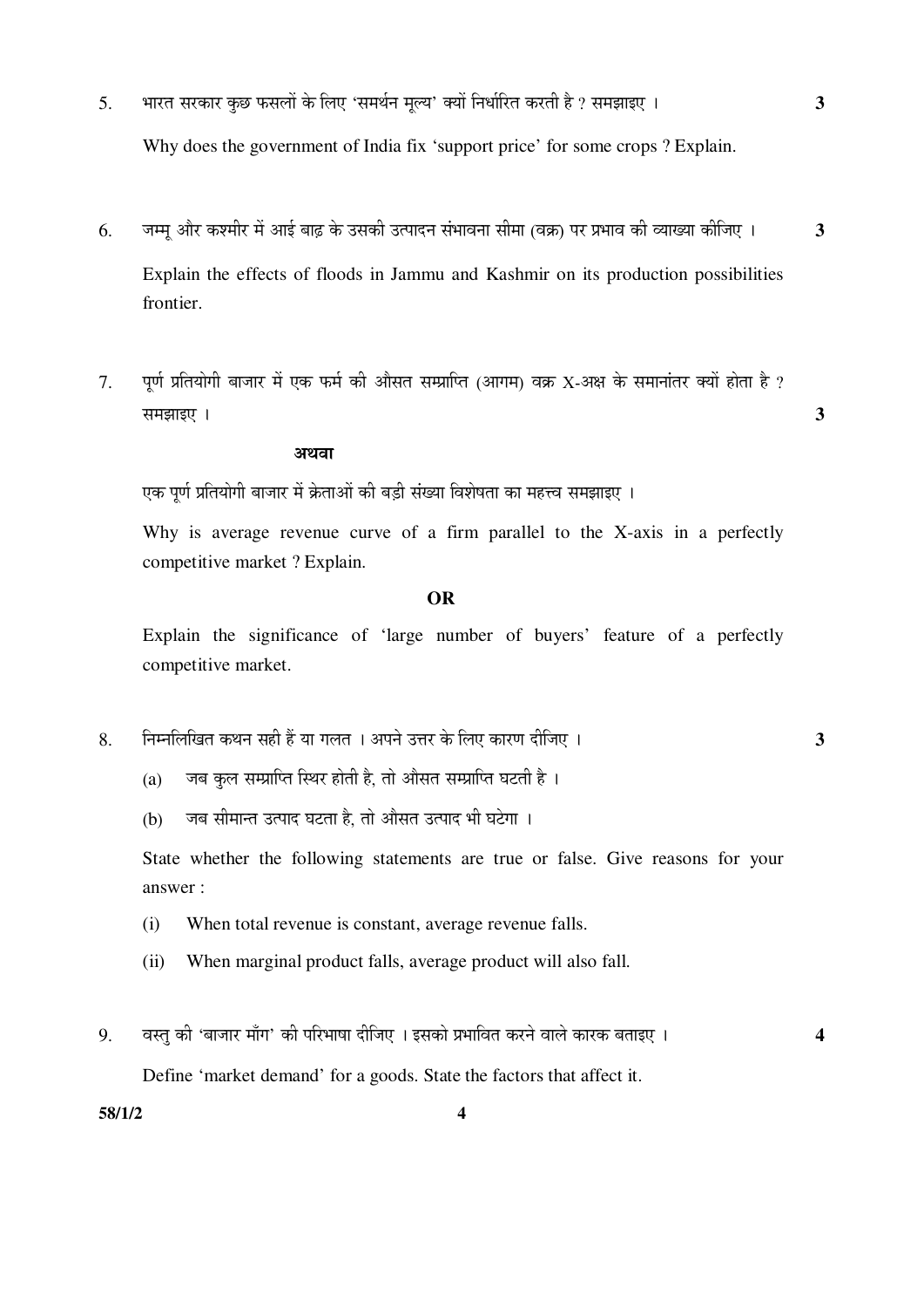5. भारत सरकार कुछ फसलों के लिए 'समर्थन मूल्य' क्यों निर्धारित करती है ? समझाइए । **3**

   Why does the government of India fix 'support price' for some crops ? Explain.

6. जम्मू और कश्मीर में आई बाढ़ के उसकी उत्पादन संभावना सीमा (वक्र) पर प्रभाव की व्याख्या कीजिए । **3**

   Explain the effects of floods in Jammu and Kashmir on its production possibilities frontier.

7. पूर्ण प्रतियोगी बाजार में एक फर्म की औसत सम्प्राप्ति (आगम) वक्र X-अक्ष के समानांतर क्यों होता है ? समझाइए । **3**

   **अथवा**

   एक पूर्ण प्रतियोगी बाजार में क्रेताओं की बड़ी संख्या विशेषता का महत्त्व समझाइए ।

   Why is average revenue curve of a firm parallel to the X-axis in a perfectly competitive market ? Explain.

   **OR**

   Explain the significance of 'large number of buyers' feature of a perfectly competitive market.

8. निम्नलिखित कथन सही हैं या गलत । अपने उत्तर के लिए कारण दीजिए । **3**

   (a) जब कुल सम्प्राप्ति स्थिर होती है, तो औसत सम्प्राप्ति घटती है ।

   (b) जब सीमान्त उत्पाद घटता है, तो औसत उत्पाद भी घटेगा ।

   State whether the following statements are true or false. Give reasons for your answer :

   (i) When total revenue is constant, average revenue falls.

   (ii) When marginal product falls, average product will also fall.

9. वस्तु की 'बाजार माँग' की परिभाषा दीजिए । इसको प्रभावित करने वाले कारक बताइए । **4**

   Define 'market demand' for a goods. State the factors that affect it.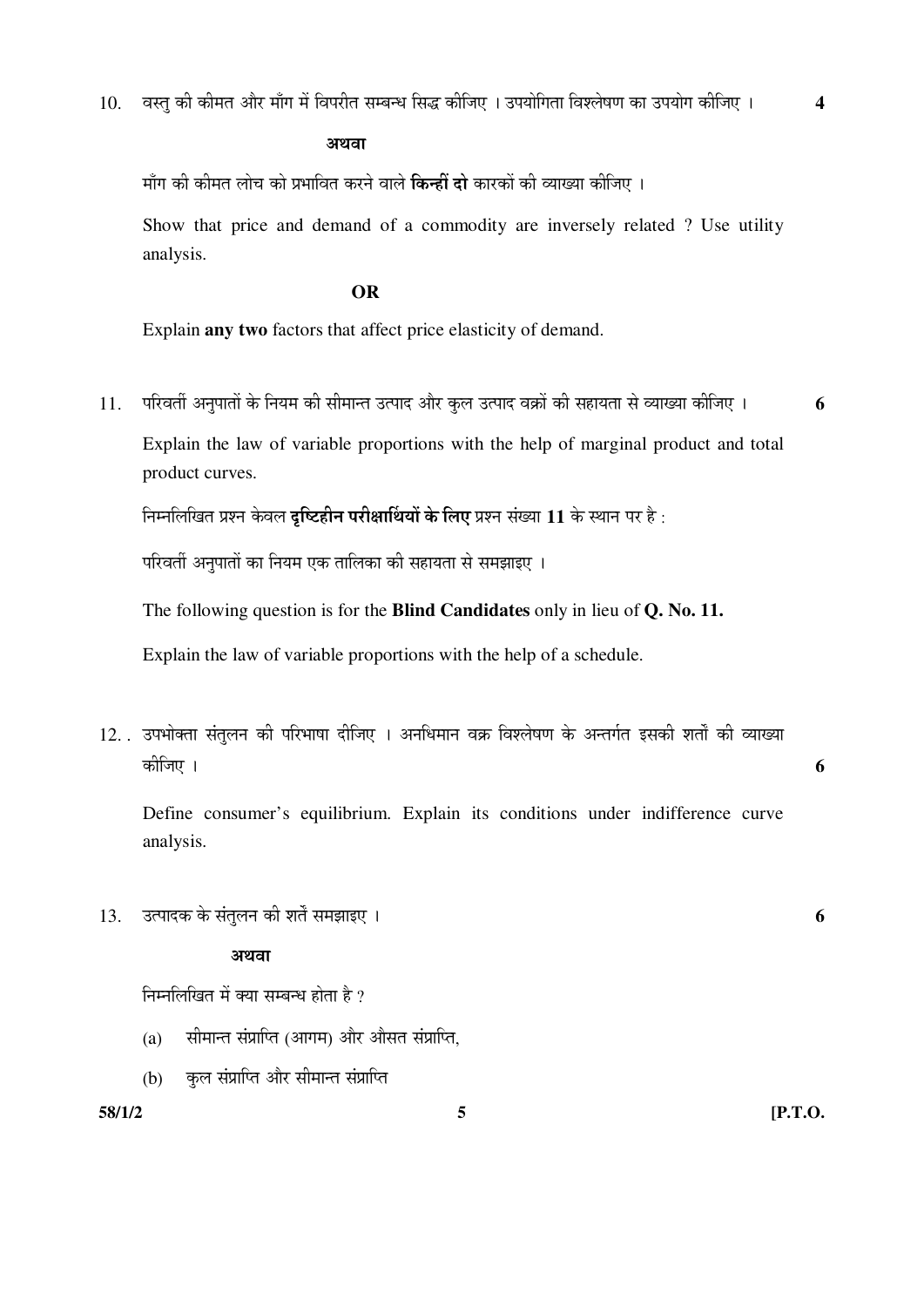10. वस्तु की कीमत और माँग में विपरीत सम्बन्ध सिद्ध कीजिए । उपयोगिता विश्लेषण का उपयोग कीजिए । **4**

**अथवा**

माँग की कीमत लोच को प्रभावित करने वाले **किन्हीं दो** कारकों की व्याख्या कीजिए ।

Show that price and demand of a commodity are inversely related ? Use utility analysis.

**OR**

Explain **any two** factors that affect price elasticity of demand.

11. परिवर्ती अनुपातों के नियम की सीमान्त उत्पाद और कुल उत्पाद वक्रों की सहायता से व्याख्या कीजिए । **6**

Explain the law of variable proportions with the help of marginal product and total product curves.

निम्नलिखित प्रश्न केवल **दृष्टिहीन परीक्षार्थियों के लिए** प्रश्न संख्या **11** के स्थान पर है :

परिवर्ती अनुपातों का नियम एक तालिका की सहायता से समझाइए ।

The following question is for the **Blind Candidates** only in lieu of **Q. No. 11.**

Explain the law of variable proportions with the help of a schedule.

12. उपभोक्ता संतुलन की परिभाषा दीजिए । अनधिमान वक्र विश्लेषण के अन्तर्गत इसकी शर्तों की व्याख्या कीजिए । **6**

Define consumer's equilibrium. Explain its conditions under indifference curve analysis.

13. उत्पादक के संतुलन की शर्तें समझाइए । **6**

**अथवा**

निम्नलिखित में क्या सम्बन्ध होता है ?

(a) सीमान्त संप्राप्ति (आगम) और औसत संप्राप्ति,

(b) कुल संप्राप्ति और सीमान्त संप्राप्ति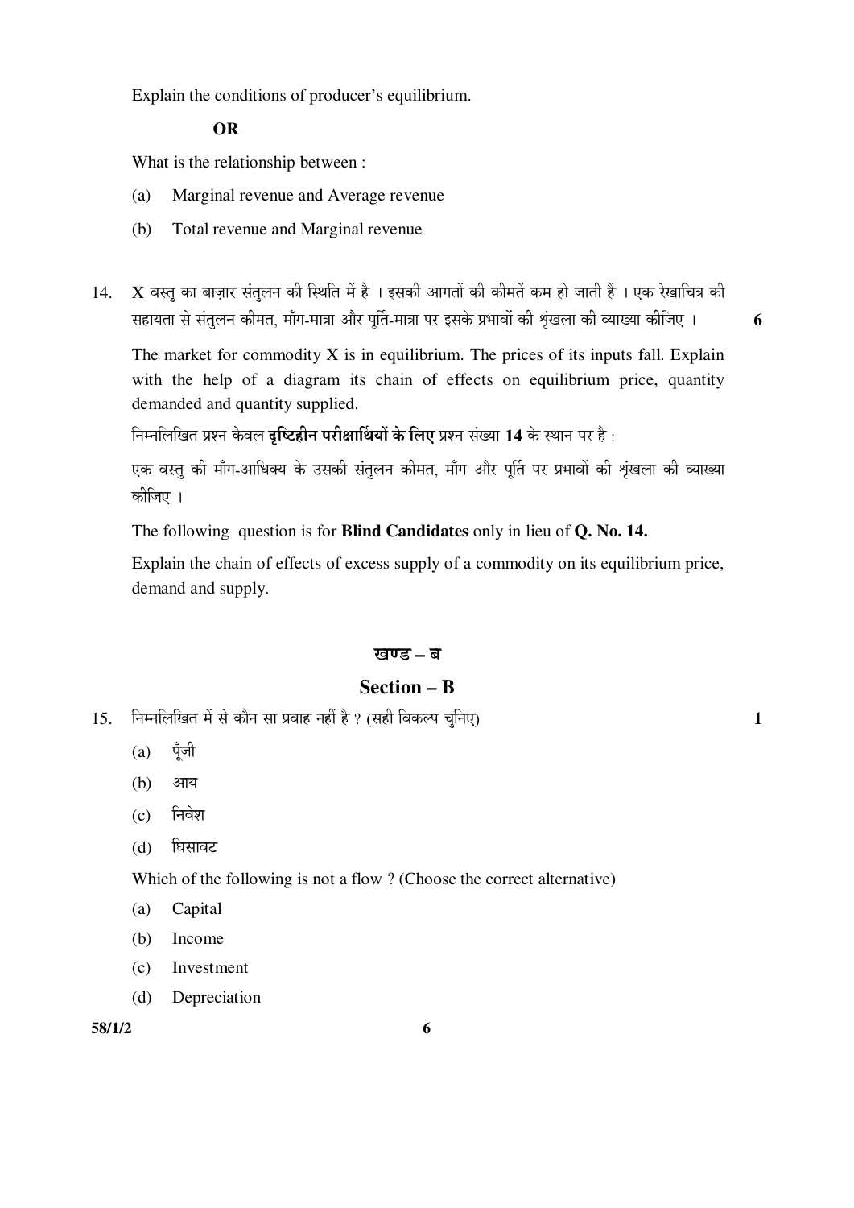Explain the conditions of producer's equilibrium.

**OR**

What is the relationship between :

(a) Marginal revenue and Average revenue

(b) Total revenue and Marginal revenue

14. X वस्तु का बाज़ार संतुलन की स्थिति में है । इसकी आगतों की कीमतें कम हो जाती हैं । एक रेखाचित्र की सहायता से संतुलन कीमत, माँग-मात्रा और पूर्ति-मात्रा पर इसके प्रभावों की शृंखला की व्याख्या कीजिए । **6**

The market for commodity X is in equilibrium. The prices of its inputs fall. Explain with the help of a diagram its chain of effects on equilibrium price, quantity demanded and quantity supplied.

निम्नलिखित प्रश्न केवल **दृष्टिहीन परीक्षार्थियों के लिए** प्रश्न संख्या **14** के स्थान पर है :

एक वस्तु की माँग-आधिक्य के उसकी संतुलन कीमत, माँग और पूर्ति पर प्रभावों की शृंखला की व्याख्या कीजिए ।

The following question is for **Blind Candidates** only in lieu of **Q. No. 14.**

Explain the chain of effects of excess supply of a commodity on its equilibrium price, demand and supply.

## खण्ड – ब

## Section – B

15. निम्नलिखित में से कौन सा प्रवाह नहीं है ? (सही विकल्प चुनिए) **1**

(a) पूँजी

(b) आय

(c) निवेश

(d) घिसावट

Which of the following is not a flow ? (Choose the correct alternative)

(a) Capital

(b) Income

(c) Investment

(d) Depreciation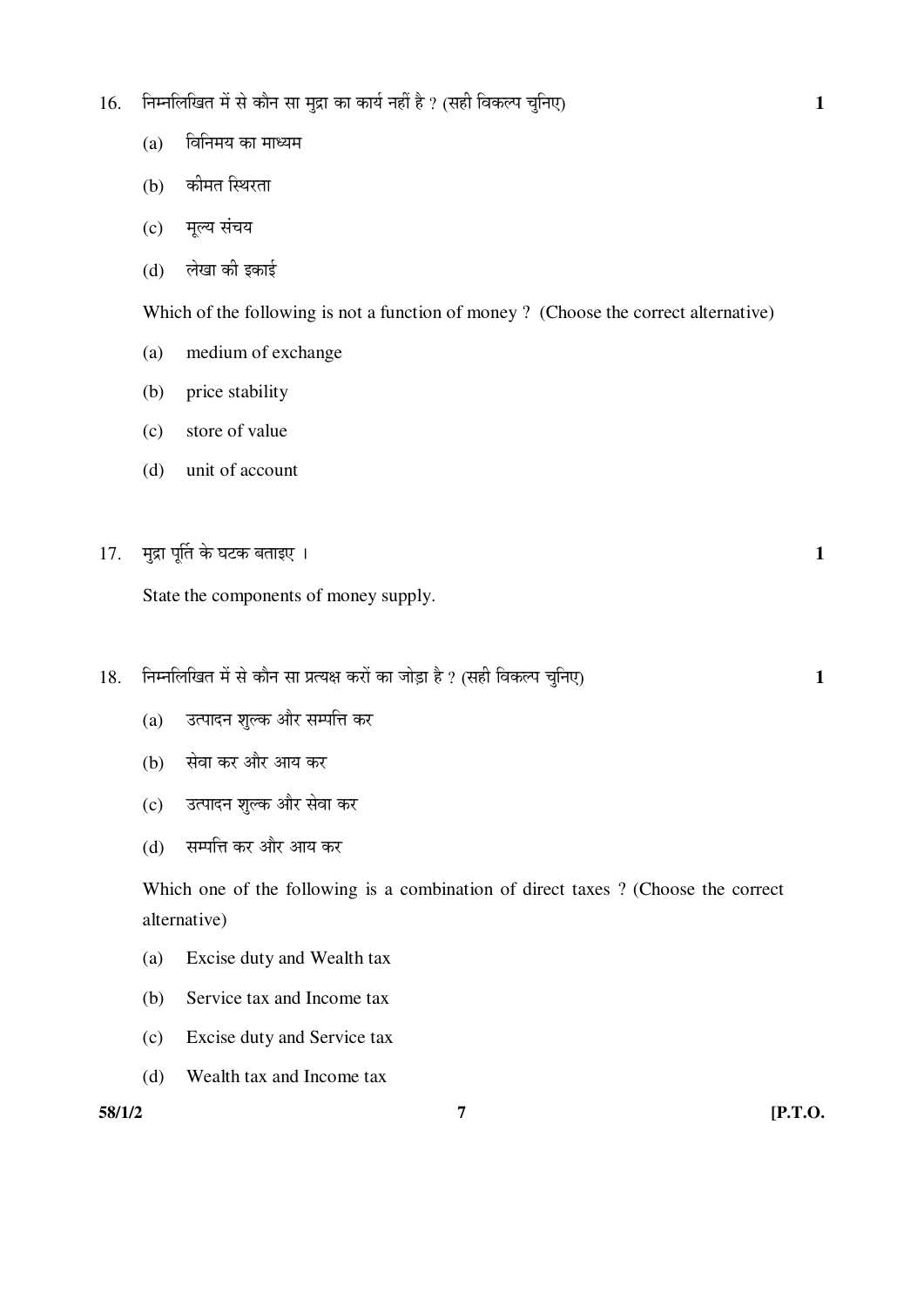16. निम्नलिखित में से कौन सा मुद्रा का कार्य नहीं है ? (सही विकल्प चुनिए) **1**

 (a) विनिमय का माध्यम

 (b) कीमत स्थिरता

 (c) मूल्य संचय

 (d) लेखा की इकाई

 Which of the following is not a function of money ? (Choose the correct alternative)

 (a) medium of exchange

 (b) price stability

 (c) store of value

 (d) unit of account

17. मुद्रा पूर्ति के घटक बताइए । **1**

 State the components of money supply.

18. निम्नलिखित में से कौन सा प्रत्यक्ष करों का जोड़ा है ? (सही विकल्प चुनिए) **1**

 (a) उत्पादन शुल्क और सम्पत्ति कर

 (b) सेवा कर और आय कर

 (c) उत्पादन शुल्क और सेवा कर

 (d) सम्पत्ति कर और आय कर

 Which one of the following is a combination of direct taxes ? (Choose the correct alternative)

 (a) Excise duty and Wealth tax

 (b) Service tax and Income tax

 (c) Excise duty and Service tax

 (d) Wealth tax and Income tax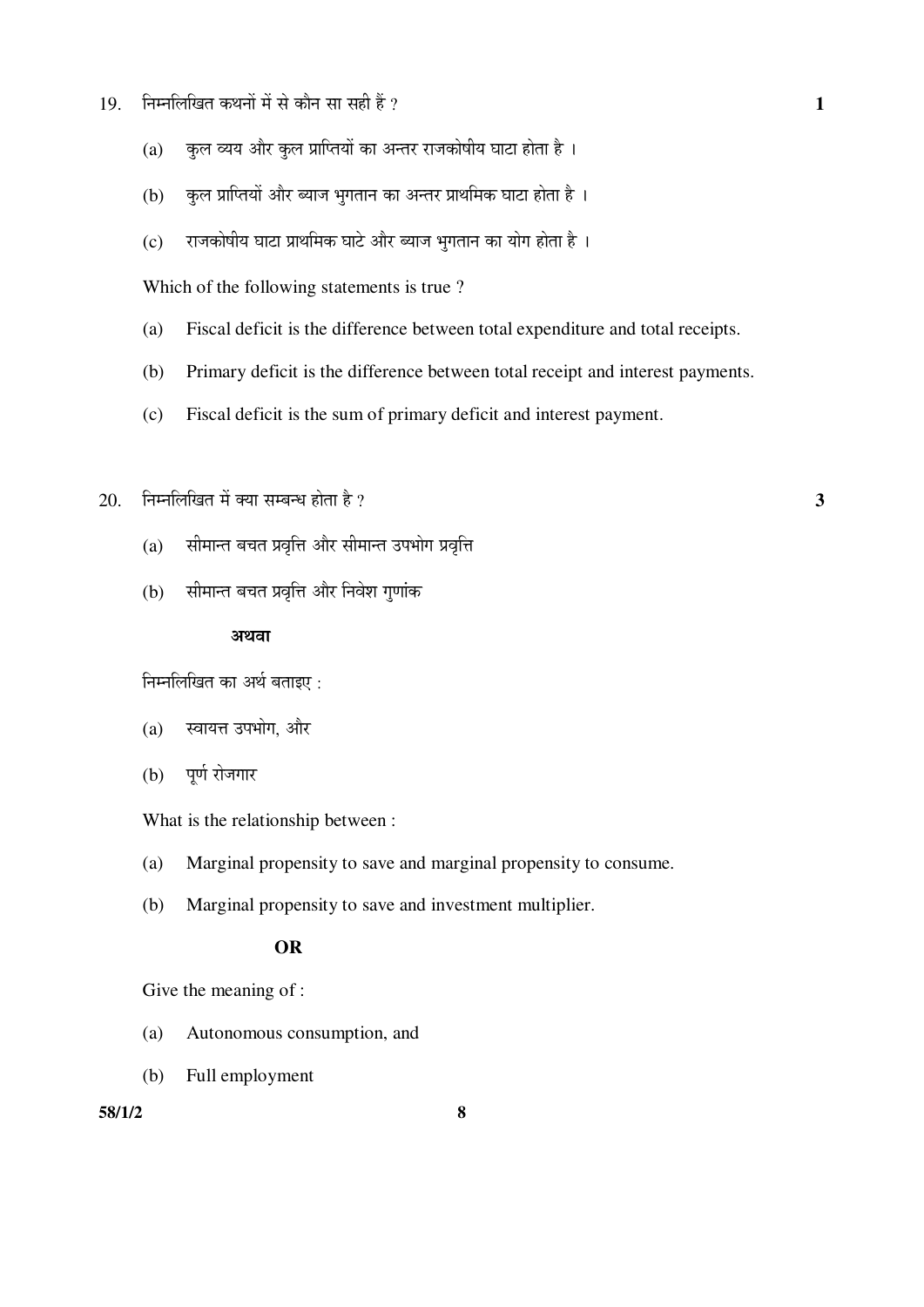19. निम्नलिखित कथनों में से कौन सा सही हैं ? **1**

    (a) कुल व्यय और कुल प्राप्तियों का अन्तर राजकोषीय घाटा होता है ।

    (b) कुल प्राप्तियों और ब्याज भुगतान का अन्तर प्राथमिक घाटा होता है ।

    (c) राजकोषीय घाटा प्राथमिक घाटे और ब्याज भुगतान का योग होता है ।

    Which of the following statements is true ?

    (a) Fiscal deficit is the difference between total expenditure and total receipts.

    (b) Primary deficit is the difference between total receipt and interest payments.

    (c) Fiscal deficit is the sum of primary deficit and interest payment.

20. निम्नलिखित में क्या सम्बन्ध होता है ? **3**

    (a) सीमान्त बचत प्रवृत्ति और सीमान्त उपभोग प्रवृत्ति

    (b) सीमान्त बचत प्रवृत्ति और निवेश गुणांक

    **अथवा**

    निम्नलिखित का अर्थ बताइए :

    (a) स्वायत्त उपभोग, और

    (b) पूर्ण रोजगार

    What is the relationship between :

    (a) Marginal propensity to save and marginal propensity to consume.

    (b) Marginal propensity to save and investment multiplier.

    **OR**

    Give the meaning of :

    (a) Autonomous consumption, and

    (b) Full employment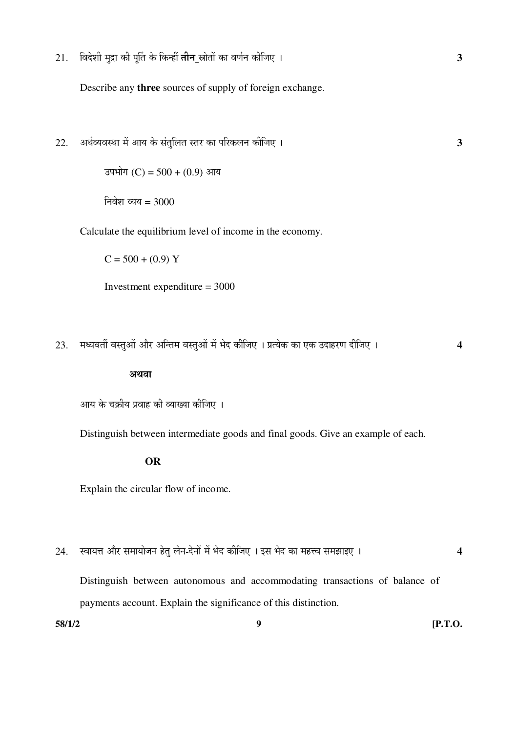21. विदेशी मुद्रा की पूर्ति के किन्हीं **तीन** स्रोतों का वर्णन कीजिए । **3**

Describe any **three** sources of supply of foreign exchange.

22. अर्थव्यवस्था में आय के संतुलित स्तर का परिकलन कीजिए । **3**

उपभोग (C) = 500 + (0.9) आय

निवेश व्यय = 3000

Calculate the equilibrium level of income in the economy.

$C = 500 + (0.9)\,Y$

Investment expenditure = 3000

23. मध्यवर्ती वस्तुओं और अन्तिम वस्तुओं में भेद कीजिए । प्रत्येक का एक उदाहरण दीजिए । **4**

**अथवा**

आय के चक्रीय प्रवाह की व्याख्या कीजिए ।

Distinguish between intermediate goods and final goods. Give an example of each.

**OR**

Explain the circular flow of income.

24. स्वायत्त और समायोजन हेतु लेन-देनों में भेद कीजिए । इस भेद का महत्त्व समझाइए । **4**

Distinguish between autonomous and accommodating transactions of balance of payments account. Explain the significance of this distinction.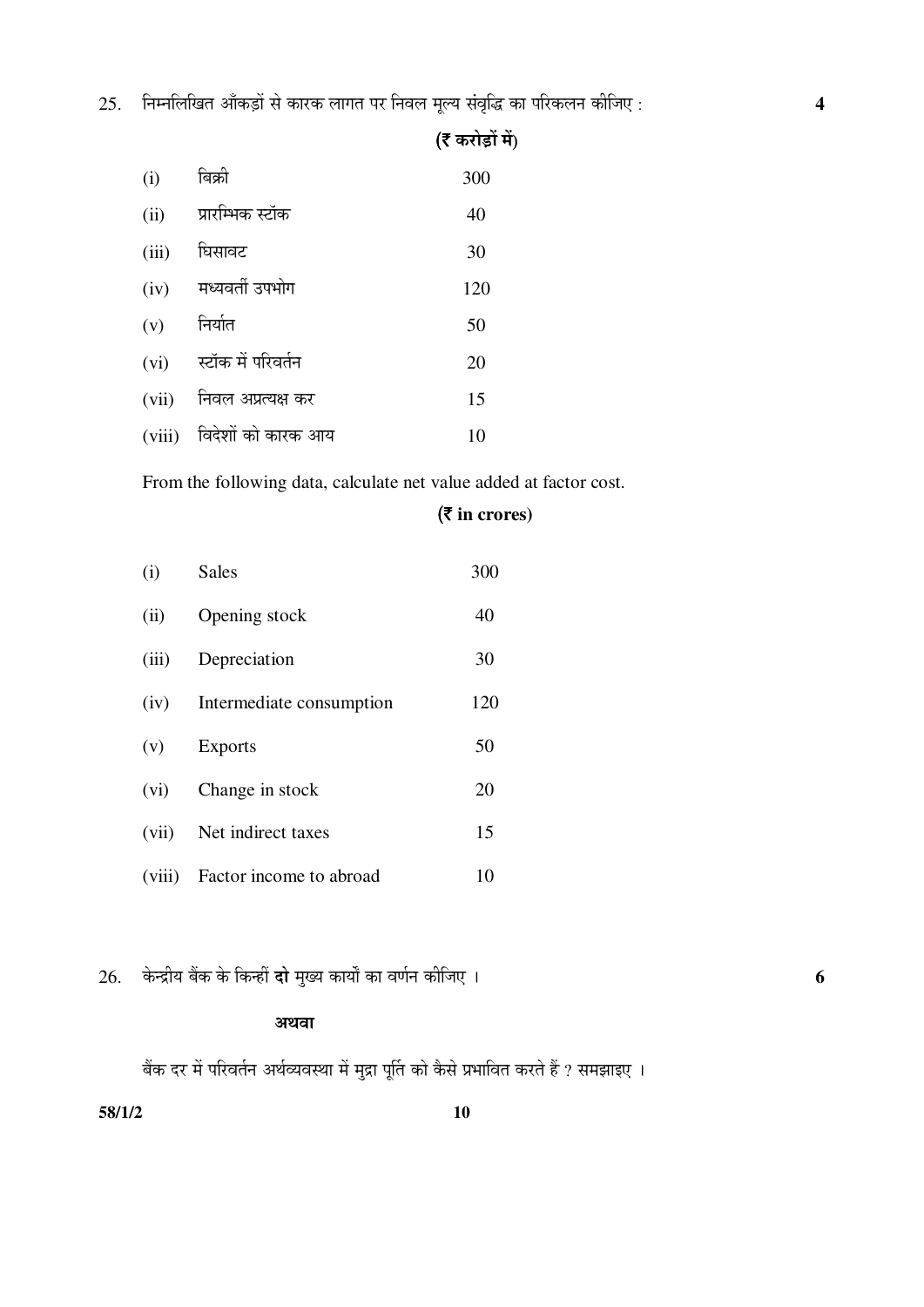25. निम्नलिखित आँकड़ों से कारक लागत पर निवल मूल्य संवृद्धि का परिकलन कीजिए : **4**

| | | **(₹ करोड़ों में)** |
|---|---|---|
| (i) | बिक्री | 300 |
| (ii) | प्रारम्भिक स्टॉक | 40 |
| (iii) | घिसावट | 30 |
| (iv) | मध्यवर्ती उपभोग | 120 |
| (v) | निर्यात | 50 |
| (vi) | स्टॉक में परिवर्तन | 20 |
| (vii) | निवल अप्रत्यक्ष कर | 15 |
| (viii) | विदेशों को कारक आय | 10 |

From the following data, calculate net value added at factor cost.

| | | **(₹ in crores)** |
|---|---|---|
| (i) | Sales | 300 |
| (ii) | Opening stock | 40 |
| (iii) | Depreciation | 30 |
| (iv) | Intermediate consumption | 120 |
| (v) | Exports | 50 |
| (vi) | Change in stock | 20 |
| (vii) | Net indirect taxes | 15 |
| (viii) | Factor income to abroad | 10 |

26. केन्द्रीय बैंक के किन्हीं **दो** मुख्य कार्यों का वर्णन कीजिए । **6**

**अथवा**

बैंक दर में परिवर्तन अर्थव्यवस्था में मुद्रा पूर्ति को कैसे प्रभावित करते हैं ? समझाइए ।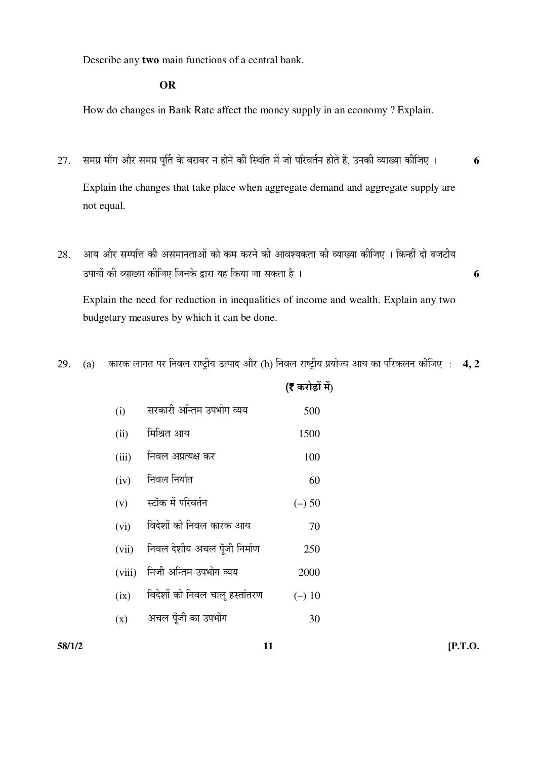Describe any **two** main functions of a central bank.

**OR**

How do changes in Bank Rate affect the money supply in an economy ? Explain.

27. समग्र माँग और समग्र पूर्ति के बराबर न होने की स्थिति में जो परिवर्तन होते हैं, उनकी व्याख्या कीजिए । **6**

    Explain the changes that take place when aggregate demand and aggregate supply are not equal.

28. आय और सम्पत्ति की असमानताओं को कम करने की आवश्यकता की व्याख्या कीजिए । किन्हीं दो बजटीय उपायों की व्याख्या कीजिए जिनके द्वारा यह किया जा सकता है । **6**

    Explain the need for reduction in inequalities of income and wealth. Explain any two budgetary measures by which it can be done.

29. (a) कारक लागत पर निवल राष्ट्रीय उत्पाद और (b) निवल राष्ट्रीय प्रयोज्य आय का परिकलन कीजिए : **4, 2**

| | | **(₹ करोड़ों में)** |
|---|---|---|
| (i) | सरकारी अन्तिम उपभोग व्यय | 500 |
| (ii) | मिश्रित आय | 1500 |
| (iii) | निवल अप्रत्यक्ष कर | 100 |
| (iv) | निवल निर्यात | 60 |
| (v) | स्टॉक में परिवर्तन | (–) 50 |
| (vi) | विदेशों को निवल कारक आय | 70 |
| (vii) | निवल देशीय अचल पूँजी निर्माण | 250 |
| (viii) | निजी अन्तिम उपभोग व्यय | 2000 |
| (ix) | विदेशों को निवल चालू हस्तांतरण | (–) 10 |
| (x) | अचल पूँजी का उपभोग | 30 |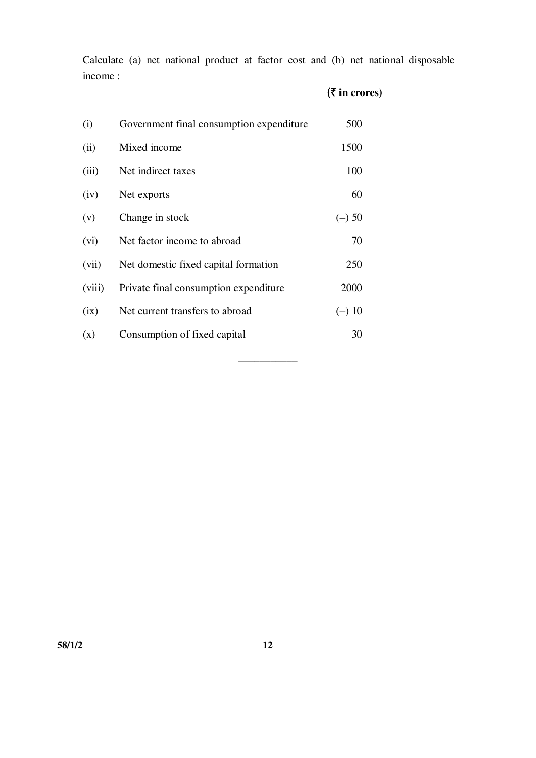Calculate (a) net national product at factor cost and (b) net national disposable income :

| | | (₹ in crores) |
|---|---|---|
| (i) | Government final consumption expenditure | 500 |
| (ii) | Mixed income | 1500 |
| (iii) | Net indirect taxes | 100 |
| (iv) | Net exports | 60 |
| (v) | Change in stock | (–) 50 |
| (vi) | Net factor income to abroad | 70 |
| (vii) | Net domestic fixed capital formation | 250 |
| (viii) | Private final consumption expenditure | 2000 |
| (ix) | Net current transfers to abroad | (–) 10 |
| (x) | Consumption of fixed capital | 30 |

___________